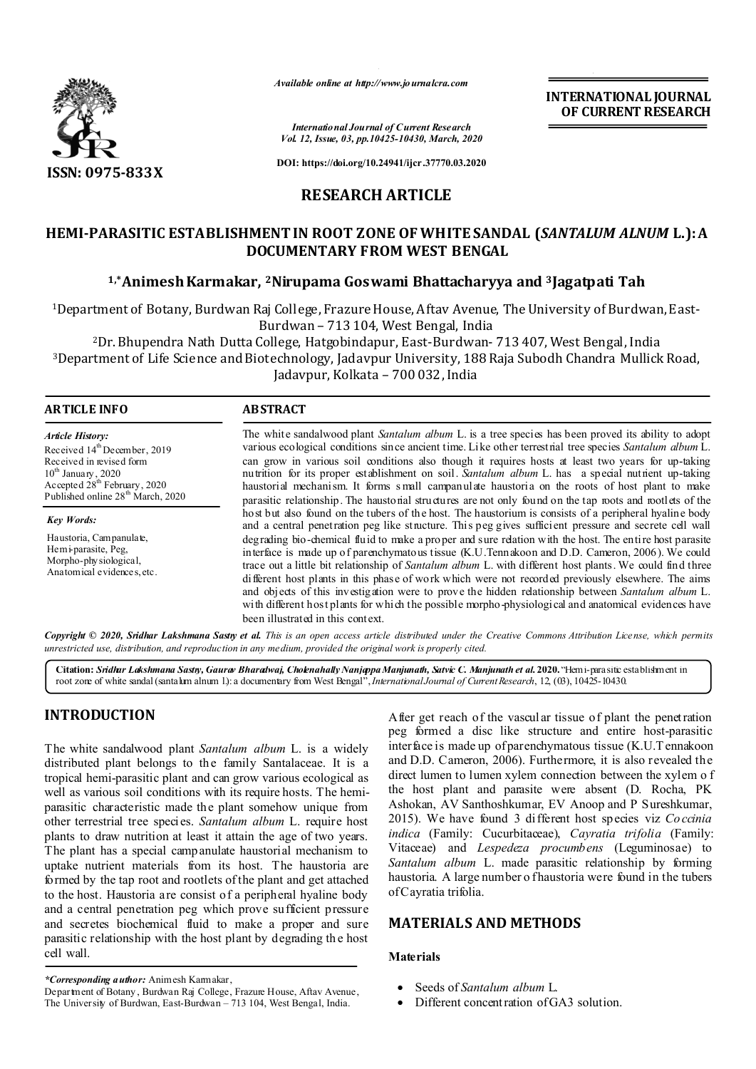*Available online at http://www.journalcra.com*

*International Journal of Current Research*
*Vol. 12, Issue, 03, pp.10425-10430, March, 2020*

**DOI: https://doi.org/10.24941/ijcr.37770.03.2020**

**INTERNATIONAL JOURNAL OF CURRENT RESEARCH**

**ISSN: 0975-833X**

## RESEARCH ARTICLE

# HEMI-PARASITIC ESTABLISHMENT IN ROOT ZONE OF WHITE SANDAL (*SANTALUM ALNUM* L.): A DOCUMENTARY FROM WEST BENGAL

**[1,*]Animesh Karmakar, [2]Nirupama Goswami Bhattacharyya and [3]Jagatpati Tah**

[1]Department of Botany, Burdwan Raj College, Frazure House, Aftav Avenue, The University of Burdwan, East-Burdwan – 713 104, West Bengal, India

[2]Dr. Bhupendra Nath Dutta College, Hatgobindapur, East-Burdwan- 713 407, West Bengal, India

[3]Department of Life Science and Biotechnology, Jadavpur University, 188 Raja Subodh Chandra Mullick Road, Jadavpur, Kolkata – 700 032, India

### ARTICLE INFO

*Article History:*
Received 14th December, 2019
Received in revised form 10th January, 2020
Accepted 28th February, 2020
Published online 28th March, 2020

*Key Words:*
Haustoria, Campanulate, Hemi-parasite, Peg, Morpho-physiological, Anatomical evidences, etc.

### ABSTRACT

The white sandalwood plant *Santalum album* L. is a tree species has been proved its ability to adopt various ecological conditions since ancient time. Like other terrestrial tree species *Santalum album* L. can grow in various soil conditions also though it requires hosts at least two years for up-taking nutrition for its proper establishment on soil. *Santalum album* L. has a special nutrient up-taking haustorial mechanism. It forms small campanulate haustoria on the roots of host plant to make parasitic relationship. The haustorial structures are not only found on the tap roots and rootlets of the host but also found on the tubers of the host. The haustorium is consists of a peripheral hyaline body and a central penetration peg like structure. This peg gives sufficient pressure and secrete cell wall degrading bio-chemical fluid to make a proper and sure relation with the host. The entire host parasite interface is made up of parenchymatous tissue (K.U.Tennakoon and D.D. Cameron, 2006). We could trace out a little bit relationship of *Santalum album* L. with different host plants. We could find three different host plants in this phase of work which were not recorded previously elsewhere. The aims and objects of this investigation were to prove the hidden relationship between *Santalum album* L. with different host plants for which the possible morpho-physiological and anatomical evidences have been illustrated in this context.

***Copyright © 2020, Sridhar Lakshmana Sastry et al.** This is an open access article distributed under the Creative Commons Attribution License, which permits unrestricted use, distribution, and reproduction in any medium, provided the original work is properly cited.*

**Citation:** ***Sridhar Lakshmana Sastry, Gaurav Bharadwaj, Cholenahally Nanjappa Manjunath, Satvic C. Manjunath et al.* 2020.** "Hemi-parasitic establishment in root zone of white sandal (santalum alnum l.): a documentary from West Bengal", *International Journal of Current Research*, 12, (03), 10425-10430.

## INTRODUCTION

The white sandalwood plant *Santalum album* L. is a widely distributed plant belongs to the family Santalaceae. It is a tropical hemi-parasitic plant and can grow various ecological as well as various soil conditions with its require hosts. The hemi-parasitic characteristic made the plant somehow unique from other terrestrial tree species. *Santalum album* L. require host plants to draw nutrition at least it attain the age of two years. The plant has a special campanulate haustorial mechanism to uptake nutrient materials from its host. The haustoria are formed by the tap root and rootlets of the plant and get attached to the host. Haustoria are consist of a peripheral hyaline body and a central penetration peg which prove sufficient pressure and secretes biochemical fluid to make a proper and sure parasitic relationship with the host plant by degrading the host cell wall.

After get reach of the vascular tissue of plant the penetration peg formed a disc like structure and entire host-parasitic interface is made up of parenchymatous tissue (K.U.Tennakoon and D.D. Cameron, 2006). Furthermore, it is also revealed the direct lumen to lumen xylem connection between the xylem of the host plant and parasite were absent (D. Rocha, PK Ashokan, AV Santhoshkumar, EV Anoop and P Sureshkumar, 2015). We have found 3 different host species viz *Coccinia indica* (Family: Cucurbitaceae), *Cayratia trifolia* (Family: Vitaceae) and *Lespedeza procumbens* (Leguminosae) to *Santalum album* L. made parasitic relationship by forming haustoria. A large number of haustoria were found in the tubers of Cayratia trifolia.

## MATERIALS AND METHODS

### Materials

- Seeds of *Santalum album* L.
- Different concentration of GA3 solution.

**\*Corresponding author:** Animesh Karmakar,
Department of Botany, Burdwan Raj College, Frazure House, Aftav Avenue, The University of Burdwan, East-Burdwan – 713 104, West Bengal, India.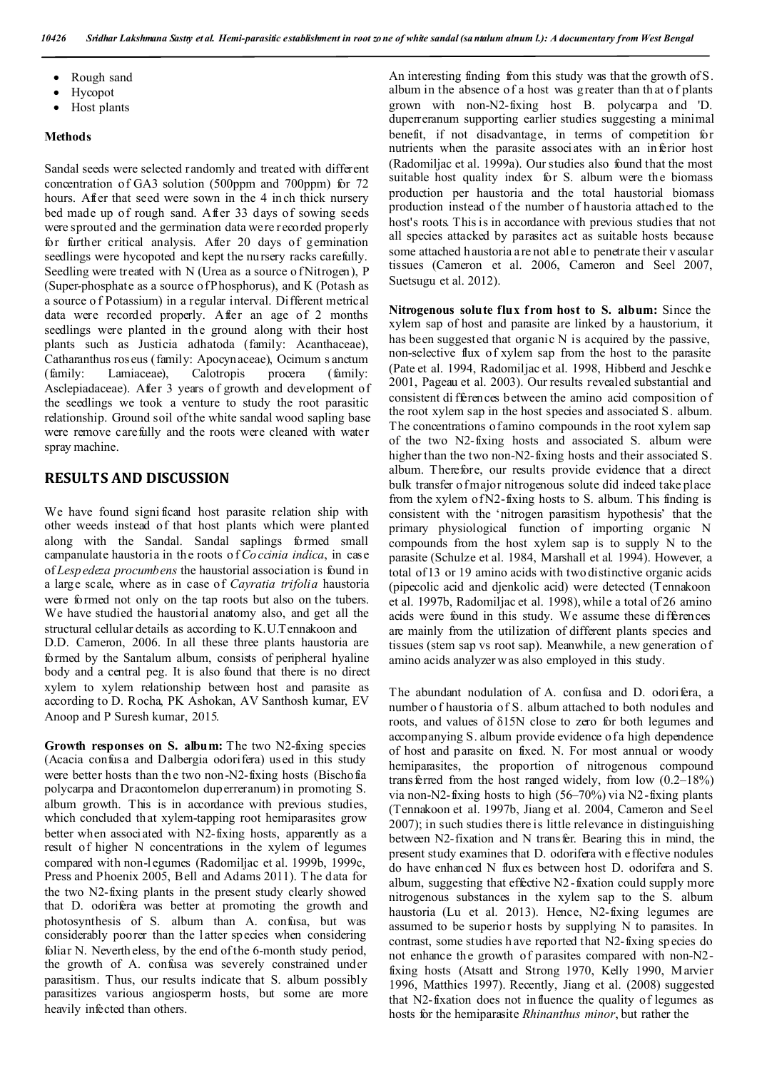- Rough sand
- Hycopot
- Host plants

**Methods**

Sandal seeds were selected randomly and treated with different concentration of GA3 solution (500ppm and 700ppm) for 72 hours. After that seed were sown in the 4 inch thick nursery bed made up of rough sand. After 33 days of sowing seeds were sprouted and the germination data were recorded properly for further critical analysis. After 20 days of germination seedlings were hycopoted and kept the nursery racks carefully. Seedling were treated with N (Urea as a source of Nitrogen), P (Super-phosphate as a source of Phosphorus), and K (Potash as a source of Potassium) in a regular interval. Different metrical data were recorded properly. After an age of 2 months seedlings were planted in the ground along with their host plants such as Justicia adhatoda (family: Acanthaceae), Catharanthus roseus (family: Apocynaceae), Ocimum sanctum (family: Lamiaceae), Calotropis procera (family: Asclepiadaceae). After 3 years of growth and development of the seedlings we took a venture to study the root parasitic relationship. Ground soil of the white sandal wood sapling base were remove carefully and the roots were cleaned with water spray machine.

## RESULTS AND DISCUSSION

We have found significand host parasite relation ship with other weeds instead of that host plants which were planted along with the Sandal. Sandal saplings formed small campanulate haustoria in the roots of *Coccinia indica*, in case of *Lespedeza procumbens* the haustorial association is found in a large scale, where as in case of *Cayratia trifolia* haustoria were formed not only on the tap roots but also on the tubers. We have studied the haustorial anatomy also, and get all the structural cellular details as according to K.U.Tennakoon and D.D. Cameron, 2006. In all these three plants haustoria are formed by the Santalum album, consists of peripheral hyaline body and a central peg. It is also found that there is no direct xylem to xylem relationship between host and parasite as according to D. Rocha, PK Ashokan, AV Santhosh kumar, EV Anoop and P Suresh kumar, 2015.

**Growth responses on S. album:** The two N2-fixing species (Acacia confusa and Dalbergia odorifera) used in this study were better hosts than the two non-N2-fixing hosts (Bischofia polycarpa and Dracontomelon duperreranum) in promoting S. album growth. This is in accordance with previous studies, which concluded that xylem-tapping root hemiparasites grow better when associated with N2-fixing hosts, apparently as a result of higher N concentrations in the xylem of legumes compared with non-legumes (Radomiljac et al. 1999b, 1999c, Press and Phoenix 2005, Bell and Adams 2011). The data for the two N2-fixing plants in the present study clearly showed that D. odorifera was better at promoting the growth and photosynthesis of S. album than A. confusa, but was considerably poorer than the latter species when considering foliar N. Nevertheless, by the end of the 6-month study period, the growth of A. confusa was severely constrained under parasitism. Thus, our results indicate that S. album possibly parasitizes various angiosperm hosts, but some are more heavily infected than others.

An interesting finding from this study was that the growth of S. album in the absence of a host was greater than that of plants grown with non-N2-fixing host B. polycarpa and 'D. duperreranum supporting earlier studies suggesting a minimal benefit, if not disadvantage, in terms of competition for nutrients when the parasite associates with an inferior host (Radomiljac et al. 1999a). Our studies also found that the most suitable host quality index for S. album were the biomass production per haustoria and the total haustorial biomass production instead of the number of haustoria attached to the host's roots. This is in accordance with previous studies that not all species attacked by parasites act as suitable hosts because some attached haustoria are not able to penetrate their vascular tissues (Cameron et al. 2006, Cameron and Seel 2007, Suetsugu et al. 2012).

**Nitrogenous solute flux from host to S. album:** Since the xylem sap of host and parasite are linked by a haustorium, it has been suggested that organic N is acquired by the passive, non-selective flux of xylem sap from the host to the parasite (Pate et al. 1994, Radomiljac et al. 1998, Hibberd and Jeschke 2001, Pageau et al. 2003). Our results revealed substantial and consistent differences between the amino acid composition of the root xylem sap in the host species and associated S. album. The concentrations of amino compounds in the root xylem sap of the two N2-fixing hosts and associated S. album were higher than the two non-N2-fixing hosts and their associated S. album. Therefore, our results provide evidence that a direct bulk transfer of major nitrogenous solute did indeed take place from the xylem of N2-fixing hosts to S. album. This finding is consistent with the 'nitrogen parasitism hypothesis' that the primary physiological function of importing organic N compounds from the host xylem sap is to supply N to the parasite (Schulze et al. 1984, Marshall et al. 1994). However, a total of 13 or 19 amino acids with two distinctive organic acids (pipecolic acid and djenkolic acid) were detected (Tennakoon et al. 1997b, Radomiljac et al. 1998), while a total of 26 amino acids were found in this study. We assume these differences are mainly from the utilization of different plants species and tissues (stem sap vs root sap). Meanwhile, a new generation of amino acids analyzer was also employed in this study.

The abundant nodulation of A. confusa and D. odorifera, a number of haustoria of S. album attached to both nodules and roots, and values of $\delta^{15}N$ close to zero for both legumes and accompanying S. album provide evidence of a high dependence of host and parasite on fixed. N. For most annual or woody hemiparasites, the proportion of nitrogenous compound transferred from the host ranged widely, from low (0.2–18%) via non-N2-fixing hosts to high (56–70%) via N2-fixing plants (Tennakoon et al. 1997b, Jiang et al. 2004, Cameron and Seel 2007); in such studies there is little relevance in distinguishing between N2-fixation and N transfer. Bearing this in mind, the present study examines that D. odorifera with effective nodules do have enhanced N fluxes between host D. odorifera and S. album, suggesting that effective N2-fixation could supply more nitrogenous substances in the xylem sap to the S. album haustoria (Lu et al. 2013). Hence, N2-fixing legumes are assumed to be superior hosts by supplying N to parasites. In contrast, some studies have reported that N2-fixing species do not enhance the growth of parasites compared with non-N2-fixing hosts (Atsatt and Strong 1970, Kelly 1990, Marvier 1996, Matthies 1997). Recently, Jiang et al. (2008) suggested that N2-fixation does not influence the quality of legumes as hosts for the hemiparasite *Rhinanthus minor*, but rather the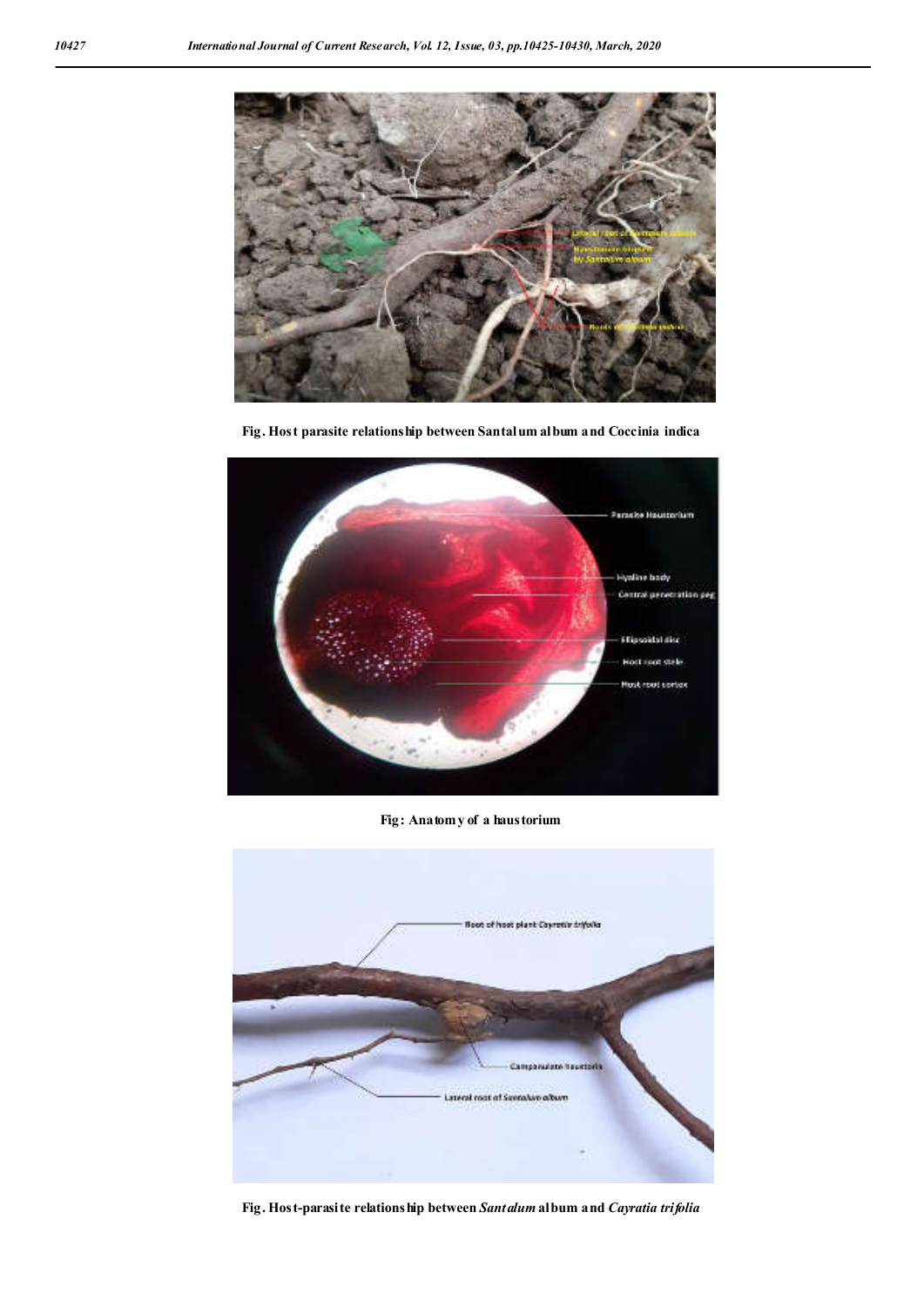Fig. Host parasite relationship between Santalum album and Coccinia indica

Fig: Anatomy of a haustorium

Fig. Host-parasite relationship between *Santalum* album and *Cayratia trifolia*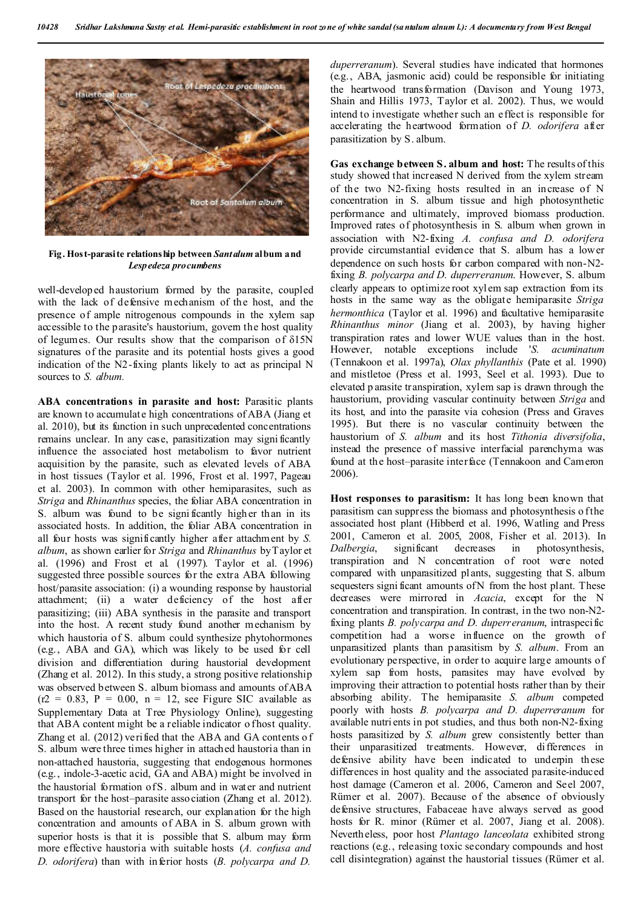**Fig. Host-parasite relationship between *Santalum* album and *Lespedeza procumbens***

well-developed haustorium formed by the parasite, coupled with the lack of defensive mechanism of the host, and the presence of ample nitrogenous compounds in the xylem sap accessible to the parasite's haustorium, govern the host quality of legumes. Our results show that the comparison of δ15N signatures of the parasite and its potential hosts gives a good indication of the N2-fixing plants likely to act as principal N sources to *S. album.*

**ABA concentrations in parasite and host:** Parasitic plants are known to accumulate high concentrations of ABA (Jiang et al. 2010), but its function in such unprecedented concentrations remains unclear. In any case, parasitization may significantly influence the associated host metabolism to favor nutrient acquisition by the parasite, such as elevated levels of ABA in host tissues (Taylor et al. 1996, Frost et al. 1997, Pageau et al. 2003). In common with other hemiparasites, such as *Striga* and *Rhinanthus* species, the foliar ABA concentration in S. album was found to be significantly higher than in its associated hosts. In addition, the foliar ABA concentration in all four hosts was significantly higher after attachment by *S. album*, as shown earlier for *Striga* and *Rhinanthus* by Taylor et al. (1996) and Frost et al. (1997). Taylor et al. (1996) suggested three possible sources for the extra ABA following host/parasite association: (i) a wounding response by haustorial attachment; (ii) a water deficiency of the host after parasitizing; (iii) ABA synthesis in the parasite and transport into the host. A recent study found another mechanism by which haustoria of S. album could synthesize phytohormones (e.g., ABA and GA), which was likely to be used for cell division and differentiation during haustorial development (Zhang et al. 2012). In this study, a strong positive relationship was observed between S. album biomass and amounts of ABA ($r^2$ = 0.83, P = 0.00, n = 12, see Figure SIC available as Supplementary Data at Tree Physiology Online), suggesting that ABA content might be a reliable indicator of host quality. Zhang et al. (2012) verified that the ABA and GA contents of S. album were three times higher in attached haustoria than in non-attached haustoria, suggesting that endogenous hormones (e.g., indole-3-acetic acid, GA and ABA) might be involved in the haustorial formation of S. album and in water and nutrient transport for the host–parasite association (Zhang et al. 2012). Based on the haustorial research, our explanation for the high concentration and amounts of ABA in S. album grown with superior hosts is that it is possible that S. album may form more effective haustoria with suitable hosts (*A. confusa and D. odorifera*) than with inferior hosts (*B. polycarpa and D. duperreranum*). Several studies have indicated that hormones (e.g., ABA, jasmonic acid) could be responsible for initiating the heartwood transformation (Davison and Young 1973, Shain and Hillis 1973, Taylor et al. 2002). Thus, we would intend to investigate whether such an effect is responsible for accelerating the heartwood formation of *D. odorifera* after parasitization by S. album.

**Gas exchange between S. album and host:** The results of this study showed that increased N derived from the xylem stream of the two N2-fixing hosts resulted in an increase of N concentration in S. album tissue and high photosynthetic performance and ultimately, improved biomass production. Improved rates of photosynthesis in S. album when grown in association with N2-fixing *A. confusa and D. odorifera* provide circumstantial evidence that S. album has a lower dependence on such hosts for carbon compared with non-N2-fixing *B. polycarpa and D. duperreranum.* However, S. album clearly appears to optimize root xylem sap extraction from its hosts in the same way as the obligate hemiparasite *Striga hermonthica* (Taylor et al. 1996) and facultative hemiparasite *Rhinanthus minor* (Jiang et al. 2003), by having higher transpiration rates and lower WUE values than in the host. However, notable exceptions include '*S. acuminatum* (Tennakoon et al. 1997a), *Olax phyllanthis* (Pate et al. 1990) and mistletoe (Press et al. 1993, Seel et al. 1993). Due to elevated parasite transpiration, xylem sap is drawn through the haustorium, providing vascular continuity between *Striga* and its host, and into the parasite via cohesion (Press and Graves 1995). But there is no vascular continuity between the haustorium of *S. album* and its host *Tithonia diversifolia*, instead the presence of massive interfacial parenchyma was found at the host–parasite interface (Tennakoon and Cameron 2006).

**Host responses to parasitism:** It has long been known that parasitism can suppress the biomass and photosynthesis of the associated host plant (Hibberd et al. 1996, Watling and Press 2001, Cameron et al. 2005, 2008, Fisher et al. 2013). In *Dalbergia*, significant decreases in photosynthesis, transpiration and N concentration of root were noted compared with unparasitized plants, suggesting that S. album sequesters significant amounts of N from the host plant. These decreases were mirrored in *Acacia*, except for the N concentration and transpiration. In contrast, in the two non-N2-fixing plants *B. polycarpa and D. duperreranum*, intraspecific competition had a worse influence on the growth of unparasitized plants than parasitism by *S. album*. From an evolutionary perspective, in order to acquire large amounts of xylem sap from hosts, parasites may have evolved by improving their attraction to potential hosts rather than by their absorbing ability. The hemiparasite *S. album* competed poorly with hosts *B. polycarpa and D. duperreranum* for available nutrients in pot studies, and thus both non-N2-fixing hosts parasitized by *S. album* grew consistently better than their unparasitized treatments. However, differences in defensive ability have been indicated to underpin these differences in host quality and the associated parasite-induced host damage (Cameron et al. 2006, Cameron and Seel 2007, Rümer et al. 2007). Because of the absence of obviously defensive structures, Fabaceae have always served as good hosts for R. minor (Rümer et al. 2007, Jiang et al. 2008). Nevertheless, poor host *Plantago lanceolata* exhibited strong reactions (e.g., releasing toxic secondary compounds and host cell disintegration) against the haustorial tissues (Rümer et al.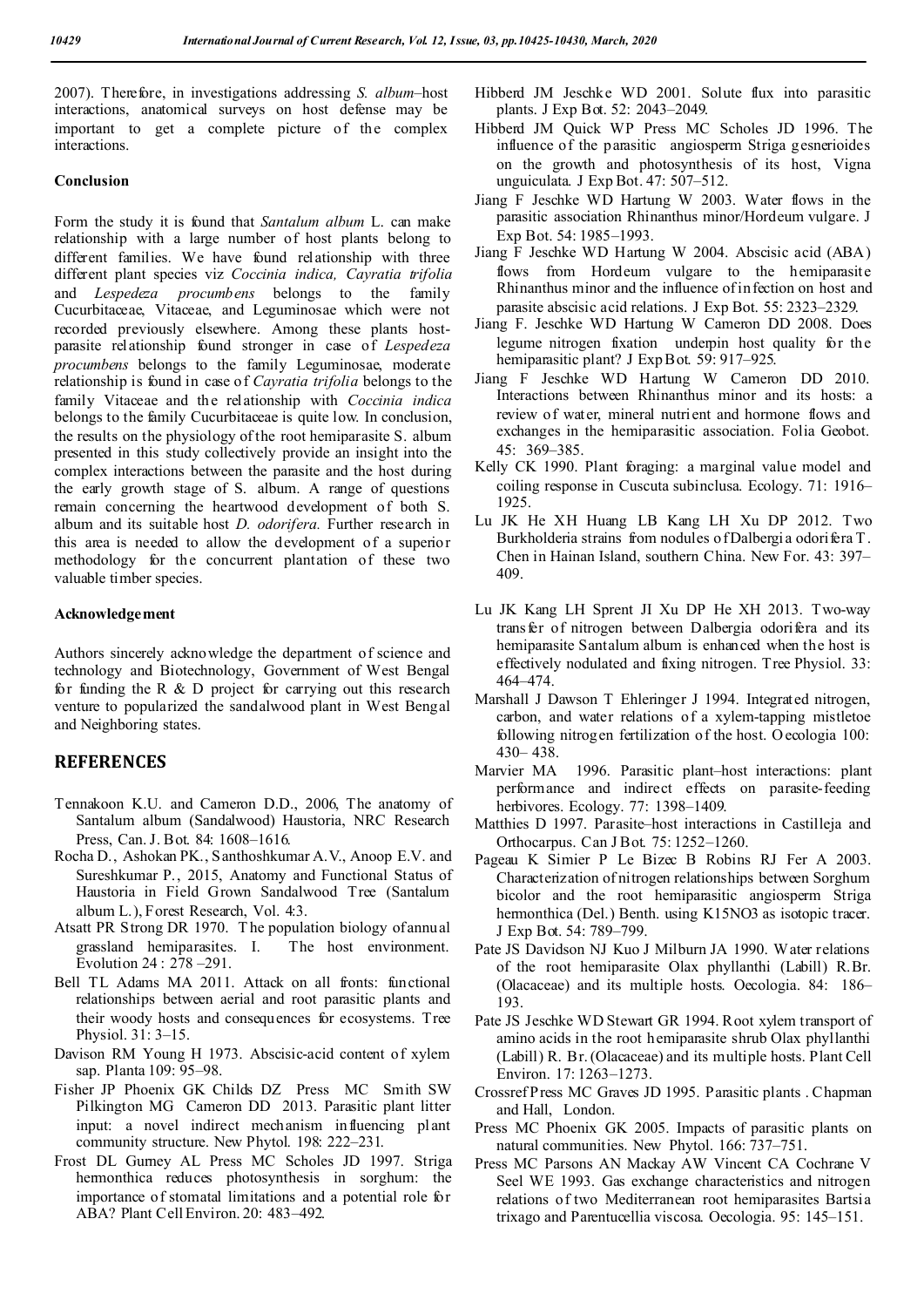2007). Therefore, in investigations addressing *S. album*–host interactions, anatomical surveys on host defense may be important to get a complete picture of the complex interactions.

### Conclusion

Form the study it is found that *Santalum album* L. can make relationship with a large number of host plants belong to different families. We have found relationship with three different plant species viz *Coccinia indica, Cayratia trifolia* and *Lespedeza procumbens* belongs to the family Cucurbitaceae, Vitaceae, and Leguminosae which were not recorded previously elsewhere. Among these plants host-parasite relationship found stronger in case of *Lespedeza procumbens* belongs to the family Leguminosae, moderate relationship is found in case of *Cayratia trifolia* belongs to the family Vitaceae and the relationship with *Coccinia indica* belongs to the family Cucurbitaceae is quite low. In conclusion, the results on the physiology of the root hemiparasite S. album presented in this study collectively provide an insight into the complex interactions between the parasite and the host during the early growth stage of S. album. A range of questions remain concerning the heartwood development of both S. album and its suitable host *D. odorifera.* Further research in this area is needed to allow the development of a superior methodology for the concurrent plantation of these two valuable timber species.

### Acknowledgement

Authors sincerely acknowledge the department of science and technology and Biotechnology, Government of West Bengal for funding the R & D project for carrying out this research venture to popularized the sandalwood plant in West Bengal and Neighboring states.

## REFERENCES

- Tennakoon K.U. and Cameron D.D., 2006, The anatomy of Santalum album (Sandalwood) Haustoria, NRC Research Press, Can. J. Bot. 84: 1608–1616.
- Rocha D., Ashokan PK., Santhoshkumar A.V., Anoop E.V. and Sureshkumar P., 2015, Anatomy and Functional Status of Haustoria in Field Grown Sandalwood Tree (Santalum album L.), Forest Research, Vol. 4:3.
- Atsatt PR Strong DR 1970. The population biology of annual grassland hemiparasites. I. The host environment. Evolution 24 : 278 –291.
- Bell TL Adams MA 2011. Attack on all fronts: functional relationships between aerial and root parasitic plants and their woody hosts and consequences for ecosystems. Tree Physiol. 31: 3–15.
- Davison RM Young H 1973. Abscisic-acid content of xylem sap. Planta 109: 95–98.
- Fisher JP Phoenix GK Childs DZ Press MC Smith SW Pilkington MG Cameron DD 2013. Parasitic plant litter input: a novel indirect mechanism influencing plant community structure. New Phytol. 198: 222–231.
- Frost DL Gurney AL Press MC Scholes JD 1997. Striga hermonthica reduces photosynthesis in sorghum: the importance of stomatal limitations and a potential role for ABA? Plant Cell Environ. 20: 483–492.
- Hibberd JM Jeschke WD 2001. Solute flux into parasitic plants. J Exp Bot. 52: 2043–2049.
- Hibberd JM Quick WP Press MC Scholes JD 1996. The influence of the parasitic angiosperm Striga gesnerioides on the growth and photosynthesis of its host, Vigna unguiculata. J Exp Bot. 47: 507–512.
- Jiang F Jeschke WD Hartung W 2003. Water flows in the parasitic association Rhinanthus minor/Hordeum vulgare. J Exp Bot. 54: 1985–1993.
- Jiang F Jeschke WD Hartung W 2004. Abscisic acid (ABA) flows from Hordeum vulgare to the hemiparasite Rhinanthus minor and the influence of infection on host and parasite abscisic acid relations. J Exp Bot. 55: 2323–2329.
- Jiang F. Jeschke WD Hartung W Cameron DD 2008. Does legume nitrogen fixation underpin host quality for the hemiparasitic plant? J Exp Bot. 59: 917–925.
- Jiang F Jeschke WD Hartung W Cameron DD 2010. Interactions between Rhinanthus minor and its hosts: a review of water, mineral nutrient and hormone flows and exchanges in the hemiparasitic association. Folia Geobot. 45: 369–385.
- Kelly CK 1990. Plant foraging: a marginal value model and coiling response in Cuscuta subinclusa. Ecology. 71: 1916–1925.
- Lu JK He XH Huang LB Kang LH Xu DP 2012. Two Burkholderia strains from nodules of Dalbergia odorifera T. Chen in Hainan Island, southern China. New For. 43: 397–409.
- Lu JK Kang LH Sprent JI Xu DP He XH 2013. Two-way transfer of nitrogen between Dalbergia odorifera and its hemiparasite Santalum album is enhanced when the host is effectively nodulated and fixing nitrogen. Tree Physiol. 33: 464–474.
- Marshall J Dawson T Ehleringer J 1994. Integrated nitrogen, carbon, and water relations of a xylem-tapping mistletoe following nitrogen fertilization of the host. Oecologia 100: 430– 438.
- Marvier MA 1996. Parasitic plant–host interactions: plant performance and indirect effects on parasite-feeding herbivores. Ecology. 77: 1398–1409.
- Matthies D 1997. Parasite–host interactions in Castilleja and Orthocarpus. Can J Bot. 75: 1252–1260.
- Pageau K Simier P Le Bizec B Robins RJ Fer A 2003. Characterization of nitrogen relationships between Sorghum bicolor and the root hemiparasitic angiosperm Striga hermonthica (Del.) Benth. using K15NO3 as isotopic tracer. J Exp Bot. 54: 789–799.
- Pate JS Davidson NJ Kuo J Milburn JA 1990. Water relations of the root hemiparasite Olax phyllanthi (Labill) R.Br. (Olacaceae) and its multiple hosts. Oecologia. 84: 186–193.
- Pate JS Jeschke WD Stewart GR 1994. Root xylem transport of amino acids in the root hemiparasite shrub Olax phyllanthi (Labill) R. Br. (Olacaceae) and its multiple hosts. Plant Cell Environ. 17: 1263–1273.
- Crossref Press MC Graves JD 1995. Parasitic plants . Chapman and Hall, London.
- Press MC Phoenix GK 2005. Impacts of parasitic plants on natural communities. New Phytol. 166: 737–751.
- Press MC Parsons AN Mackay AW Vincent CA Cochrane V Seel WE 1993. Gas exchange characteristics and nitrogen relations of two Mediterranean root hemiparasites Bartsia trixago and Parentucellia viscosa. Oecologia. 95: 145–151.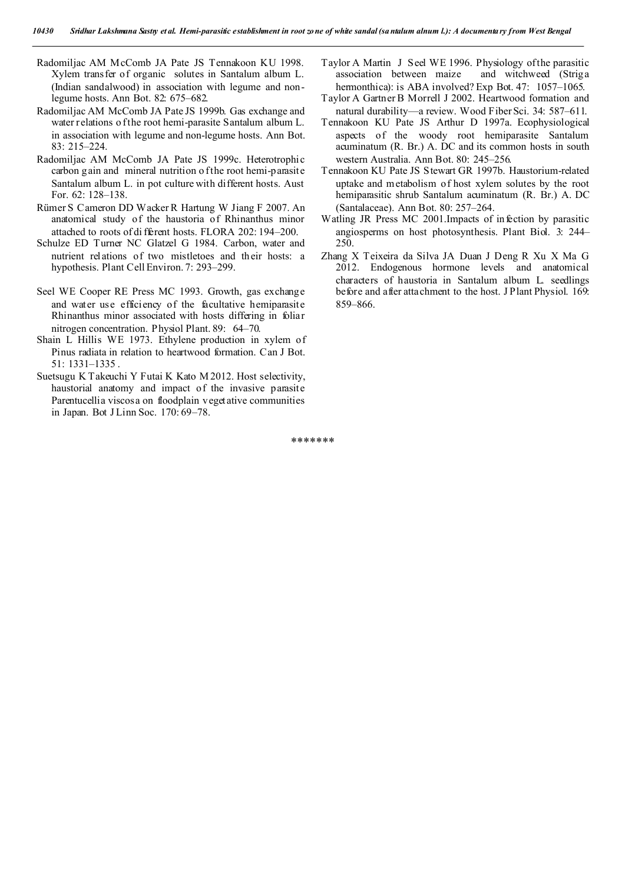Radomiljac AM McComb JA Pate JS Tennakoon KU 1998. Xylem transfer of organic solutes in Santalum album L. (Indian sandalwood) in association with legume and non-legume hosts. Ann Bot. 82: 675–682.

Radomiljac AM McComb JA Pate JS 1999b. Gas exchange and water relations of the root hemi-parasite Santalum album L. in association with legume and non-legume hosts. Ann Bot. 83: 215–224.

Radomiljac AM McComb JA Pate JS 1999c. Heterotrophic carbon gain and mineral nutrition of the root hemi-parasite Santalum album L. in pot culture with different hosts. Aust For. 62: 128–138.

Rümer S Cameron DD Wacker R Hartung W Jiang F 2007. An anatomical study of the haustoria of Rhinanthus minor attached to roots of different hosts. FLORA 202: 194–200.

Schulze ED Turner NC Glatzel G 1984. Carbon, water and nutrient relations of two mistletoes and their hosts: a hypothesis. Plant Cell Environ. 7: 293–299.

Seel WE Cooper RE Press MC 1993. Growth, gas exchange and water use efficiency of the facultative hemiparasite Rhinanthus minor associated with hosts differing in foliar nitrogen concentration. Physiol Plant. 89: 64–70.

Shain L Hillis WE 1973. Ethylene production in xylem of Pinus radiata in relation to heartwood formation. Can J Bot. 51: 1331–1335 .

Suetsugu K Takeuchi Y Futai K Kato M 2012. Host selectivity, haustorial anatomy and impact of the invasive parasite Parentucellia viscosa on floodplain vegetative communities in Japan. Bot J Linn Soc. 170: 69–78.

Taylor A Martin J Seel WE 1996. Physiology of the parasitic association between maize and witchweed (Striga hermonthica): is ABA involved? Exp Bot. 47: 1057–1065.

Taylor A Gartner B Morrell J 2002. Heartwood formation and natural durability—a review. Wood Fiber Sci. 34: 587–611.

Tennakoon KU Pate JS Arthur D 1997a. Ecophysiological aspects of the woody root hemiparasite Santalum acuminatum (R. Br.) A. DC and its common hosts in south western Australia. Ann Bot. 80: 245–256.

Tennakoon KU Pate JS Stewart GR 1997b. Haustorium-related uptake and metabolism of host xylem solutes by the root hemiparasitic shrub Santalum acuminatum (R. Br.) A. DC (Santalaceae). Ann Bot. 80: 257–264.

Watling JR Press MC 2001.Impacts of infection by parasitic angiosperms on host photosynthesis. Plant Biol. 3: 244–250.

Zhang X Teixeira da Silva JA Duan J Deng R Xu X Ma G 2012. Endogenous hormone levels and anatomical characters of haustoria in Santalum album L. seedlings before and after attachment to the host. J Plant Physiol. 169: 859–866.

*******